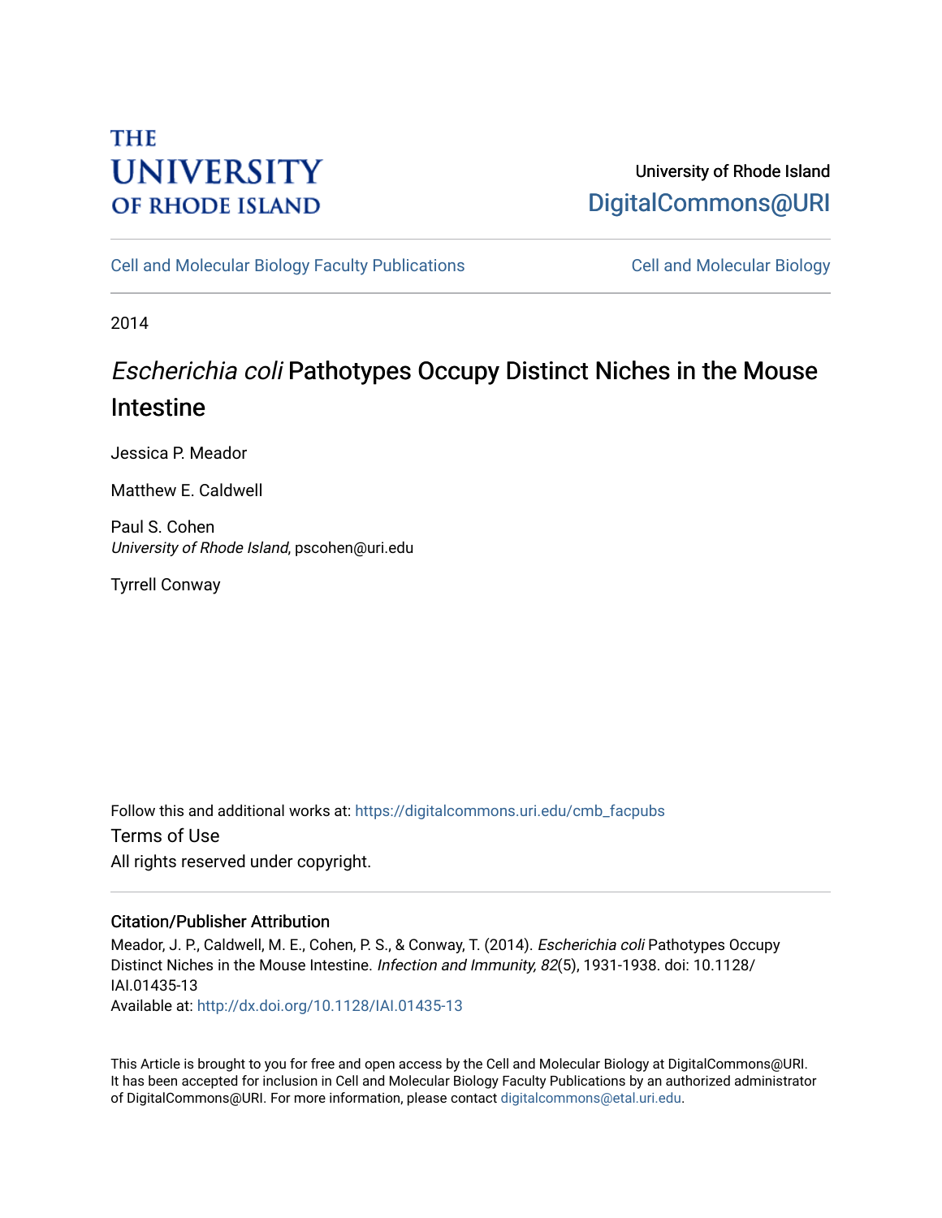THE UNIVERSITY OF RHODE ISLAND

University of Rhode Island
DigitalCommons@URI

Cell and Molecular Biology Faculty Publications | Cell and Molecular Biology

2014

# *Escherichia coli* Pathotypes Occupy Distinct Niches in the Mouse Intestine

Jessica P. Meador

Matthew E. Caldwell

Paul S. Cohen
*University of Rhode Island*, pscohen@uri.edu

Tyrrell Conway

Follow this and additional works at: https://digitalcommons.uri.edu/cmb_facpubs

Terms of Use
All rights reserved under copyright.

## Citation/Publisher Attribution

Meador, J. P., Caldwell, M. E., Cohen, P. S., & Conway, T. (2014). *Escherichia coli* Pathotypes Occupy Distinct Niches in the Mouse Intestine. *Infection and Immunity, 82*(5), 1931-1938. doi: 10.1128/IAI.01435-13
Available at: http://dx.doi.org/10.1128/IAI.01435-13

This Article is brought to you for free and open access by the Cell and Molecular Biology at DigitalCommons@URI. It has been accepted for inclusion in Cell and Molecular Biology Faculty Publications by an authorized administrator of DigitalCommons@URI. For more information, please contact digitalcommons@etal.uri.edu.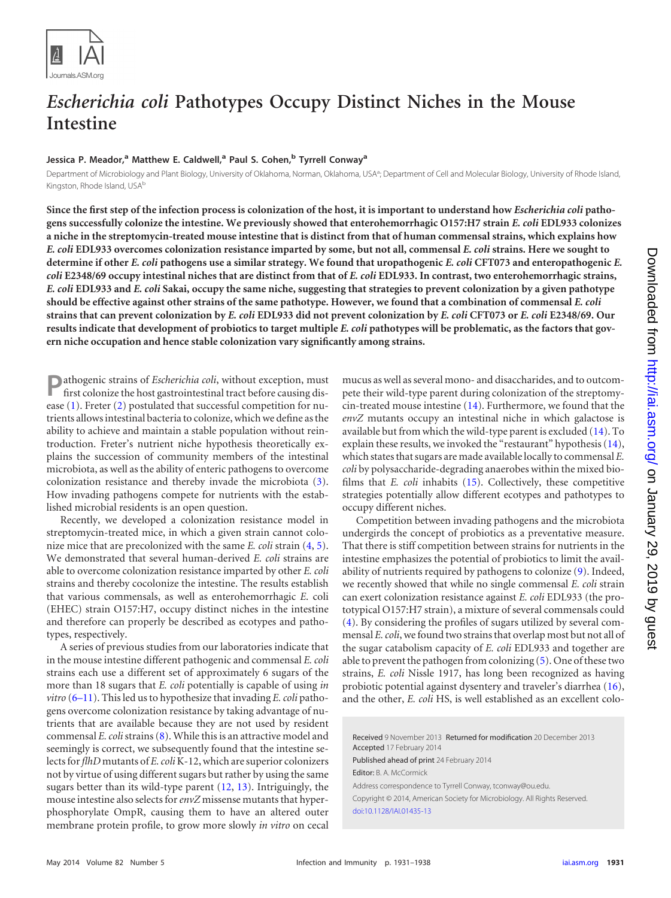# *Escherichia coli* Pathotypes Occupy Distinct Niches in the Mouse Intestine

**Jessica P. Meador,[a] Matthew E. Caldwell,[a] Paul S. Cohen,[b] Tyrrell Conway[a]**

Department of Microbiology and Plant Biology, University of Oklahoma, Norman, Oklahoma, USA[a]; Department of Cell and Molecular Biology, University of Rhode Island, Kingston, Rhode Island, USA[b]

**Since the first step of the infection process is colonization of the host, it is important to understand how *Escherichia coli* pathogens successfully colonize the intestine. We previously showed that enterohemorrhagic O157:H7 strain *E. coli* EDL933 colonizes a niche in the streptomycin-treated mouse intestine that is distinct from that of human commensal strains, which explains how *E. coli* EDL933 overcomes colonization resistance imparted by some, but not all, commensal *E. coli* strains. Here we sought to determine if other *E. coli* pathogens use a similar strategy. We found that uropathogenic *E. coli* CFT073 and enteropathogenic *E. coli* E2348/69 occupy intestinal niches that are distinct from that of *E. coli* EDL933. In contrast, two enterohemorrhagic strains, *E. coli* EDL933 and *E. coli* Sakai, occupy the same niche, suggesting that strategies to prevent colonization by a given pathotype should be effective against other strains of the same pathotype. However, we found that a combination of commensal *E. coli* strains that can prevent colonization by *E. coli* EDL933 did not prevent colonization by *E. coli* CFT073 or *E. coli* E2348/69. Our results indicate that development of probiotics to target multiple *E. coli* pathotypes will be problematic, as the factors that govern niche occupation and hence stable colonization vary significantly among strains.**

Pathogenic strains of *Escherichia coli*, without exception, must first colonize the host gastrointestinal tract before causing disease (1). Freter (2) postulated that successful competition for nutrients allows intestinal bacteria to colonize, which we define as the ability to achieve and maintain a stable population without reintroduction. Freter's nutrient niche hypothesis theoretically explains the succession of community members of the intestinal microbiota, as well as the ability of enteric pathogens to overcome colonization resistance and thereby invade the microbiota (3). How invading pathogens compete for nutrients with the established microbial residents is an open question.

Recently, we developed a colonization resistance model in streptomycin-treated mice, in which a given strain cannot colonize mice that are precolonized with the same *E. coli* strain (4, 5). We demonstrated that several human-derived *E. coli* strains are able to overcome colonization resistance imparted by other *E. coli* strains and thereby cocolonize the intestine. The results establish that various commensals, as well as enterohemorrhagic *E.* coli (EHEC) strain O157:H7, occupy distinct niches in the intestine and therefore can properly be described as ecotypes and pathotypes, respectively.

A series of previous studies from our laboratories indicate that in the mouse intestine different pathogenic and commensal *E. coli* strains each use a different set of approximately 6 sugars of the more than 18 sugars that *E. coli* potentially is capable of using *in vitro* (6–11). This led us to hypothesize that invading *E. coli* pathogens overcome colonization resistance by taking advantage of nutrients that are available because they are not used by resident commensal *E. coli* strains (8). While this is an attractive model and seemingly is correct, we subsequently found that the intestine selects for *flhD* mutants of *E. coli* K-12, which are superior colonizers not by virtue of using different sugars but rather by using the same sugars better than its wild-type parent (12, 13). Intriguingly, the mouse intestine also selects for *envZ* missense mutants that hyperphosphorylate OmpR, causing them to have an altered outer membrane protein profile, to grow more slowly *in vitro* on cecal mucus as well as several mono- and disaccharides, and to outcompete their wild-type parent during colonization of the streptomycin-treated mouse intestine (14). Furthermore, we found that the *envZ* mutants occupy an intestinal niche in which galactose is available but from which the wild-type parent is excluded (14). To explain these results, we invoked the "restaurant" hypothesis (14), which states that sugars are made available locally to commensal *E. coli* by polysaccharide-degrading anaerobes within the mixed biofilms that *E. coli* inhabits (15). Collectively, these competitive strategies potentially allow different ecotypes and pathotypes to occupy different niches.

Competition between invading pathogens and the microbiota undergirds the concept of probiotics as a preventative measure. That there is stiff competition between strains for nutrients in the intestine emphasizes the potential of probiotics to limit the availability of nutrients required by pathogens to colonize (9). Indeed, we recently showed that while no single commensal *E. coli* strain can exert colonization resistance against *E. coli* EDL933 (the prototypical O157:H7 strain), a mixture of several commensals could (4). By considering the profiles of sugars utilized by several commensal *E. coli*, we found two strains that overlap most but not all of the sugar catabolism capacity of *E. coli* EDL933 and together are able to prevent the pathogen from colonizing (5). One of these two strains, *E. coli* Nissle 1917, has long been recognized as having probiotic potential against dysentery and traveler's diarrhea (16), and the other, *E. coli* HS, is well established as an excellent colo-

Received 9 November 2013 Returned for modification 20 December 2013 Accepted 17 February 2014

Published ahead of print 24 February 2014

Editor: B. A. McCormick

Address correspondence to Tyrrell Conway, tconway@ou.edu.

Copyright © 2014, American Society for Microbiology. All Rights Reserved.

doi:10.1128/IAI.01435-13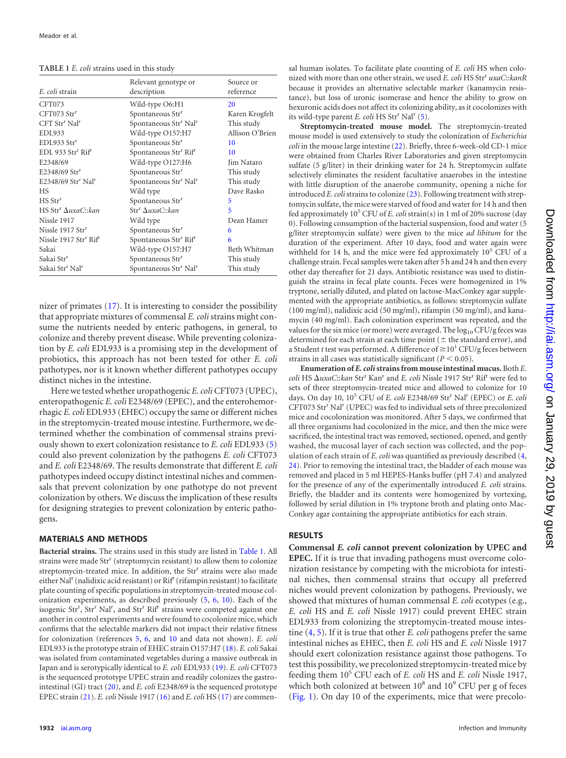**TABLE 1** *E. coli* strains used in this study

| *E. coli* strain | Relevant genotype or description | Source or reference |
|---|---|---|
| CFT073 | Wild-type O6:H1 | 20 |
| CFT073 Str[r] | Spontaneous Str[r] | Karen Krogfelt |
| CFT Str[r] Nal[r] | Spontaneous Str[r] Nal[r] | This study |
| EDL933 | Wild-type O157:H7 | Allison O'Brien |
| EDL933 Str[r] | Spontaneous Str[r] | 10 |
| EDL 933 Str[r] Rif[r] | Spontaneous Str[r] Rif[r] | 10 |
| E2348/69 | Wild-type O127:H6 | Jim Nataro |
| E2348/69 Str[r] | Spontaneous Str[r] | This study |
| E2348/69 Str[r] Nal[r] | Spontaneous Str[r] Nal[r] | This study |
| HS | Wild type | Dave Rasko |
| HS Str[r] | Spontaneous Str[r] | 5 |
| HS Str[r] Δ*uxaC*::*kan* | Str[r] Δ*uxaC*::*kan* | 5 |
| Nissle 1917 | Wild type | Dean Hamer |
| Nissle 1917 Str[r] | Spontaneous Str[r] | 6 |
| Nissle 1917 Str[r] Rif[r] | Spontaneous Str[r] Rif[r] | 6 |
| Sakai | Wild-type O157:H7 | Beth Whitman |
| Sakai Str[r] | Spontaneous Str[r] | This study |
| Sakai Str[r] Nal[r] | Spontaneous Str[r] Nal[r] | This study |

nizer of primates (17). It is interesting to consider the possibility that appropriate mixtures of commensal *E. coli* strains might consume the nutrients needed by enteric pathogens, in general, to colonize and thereby prevent disease. While preventing colonization by *E. coli* EDL933 is a promising step in the development of probiotics, this approach has not been tested for other *E. coli* pathotypes, nor is it known whether different pathotypes occupy distinct niches in the intestine.

Here we tested whether uropathogenic *E. coli* CFT073 (UPEC), enteropathogenic *E. coli* E2348/69 (EPEC), and the enterohemorrhagic *E. coli* EDL933 (EHEC) occupy the same or different niches in the streptomycin-treated mouse intestine. Furthermore, we determined whether the combination of commensal strains previously shown to exert colonization resistance to *E. coli* EDL933 (5) could also prevent colonization by the pathogens *E. coli* CFT073 and *E. coli* E2348/69. The results demonstrate that different *E. coli* pathotypes indeed occupy distinct intestinal niches and commensals that prevent colonization by one pathotype do not prevent colonization by others. We discuss the implication of these results for designing strategies to prevent colonization by enteric pathogens.

## MATERIALS AND METHODS

**Bacterial strains.** The strains used in this study are listed in Table 1. All strains were made Str[r] (streptomycin resistant) to allow them to colonize streptomycin-treated mice. In addition, the Str[r] strains were also made either Nal[r] (nalidixic acid resistant) or Rif[r] (rifampin resistant) to facilitate plate counting of specific populations in streptomycin-treated mouse colonization experiments, as described previously (5, 6, 10). Each of the isogenic Str[r], Str[r] Nal[r], and Str[r] Rif[r] strains were competed against one another in control experiments and were found to cocolonize mice, which confirms that the selectable markers did not impact their relative fitness for colonization (references 5, 6, and 10 and data not shown). *E. coli* EDL933 is the prototype strain of EHEC strain O157:H7 (18). *E. coli* Sakai was isolated from contaminated vegetables during a massive outbreak in Japan and is serotypically identical to *E. coli* EDL933 (19). *E. coli* CFT073 is the sequenced prototype UPEC strain and readily colonizes the gastrointestinal (GI) tract (20), and *E. coli* E2348/69 is the sequenced prototype EPEC strain (21). *E. coli* Nissle 1917 (16) and *E. coli* HS (17) are commensal human isolates. To facilitate plate counting of *E. coli* HS when colonized with more than one other strain, we used *E. coli* HS Str[r] *uxaC*::*kanR* because it provides an alternative selectable marker (kanamycin resistance), but loss of uronic isomerase and hence the ability to grow on hexuronic acids does not affect its colonizing ability, as it cocolonizes with its wild-type parent *E. coli* HS Str[r] Nal[r] (5).

**Streptomycin-treated mouse model.** The streptomycin-treated mouse model is used extensively to study the colonization of *Escherichia coli* in the mouse large intestine (22). Briefly, three 6-week-old CD-1 mice were obtained from Charles River Laboratories and given streptomycin sulfate (5 g/liter) in their drinking water for 24 h. Streptomycin sulfate selectively eliminates the resident facultative anaerobes in the intestine with little disruption of the anaerobe community, opening a niche for introduced *E. coli* strains to colonize (23). Following treatment with streptomycin sulfate, the mice were starved of food and water for 14 h and then fed approximately $10^5$ CFU of *E. coli* strain(s) in 1 ml of 20% sucrose (day 0). Following consumption of the bacterial suspension, food and water (5 g/liter streptomycin sulfate) were given to the mice *ad libitum* for the duration of the experiment. After 10 days, food and water again were withheld for 14 h, and the mice were fed approximately $10^5$ CFU of a challenge strain. Fecal samples were taken after 5 h and 24 h and then every other day thereafter for 21 days. Antibiotic resistance was used to distinguish the strains in fecal plate counts. Feces were homogenized in 1% tryptone, serially diluted, and plated on lactose-MacConkey agar supplemented with the appropriate antibiotics, as follows: streptomycin sulfate (100 mg/ml), nalidixic acid (50 mg/ml), rifampin (50 mg/ml), and kanamycin (40 mg/ml). Each colonization experiment was repeated, and the values for the six mice (or more) were averaged. The $\log_{10}$ CFU/g feces was determined for each strain at each time point (± the standard error), and a Student *t* test was performed. A difference of $\geq 10^1$ CFU/g feces between strains in all cases was statistically significant ($P < 0.05$).

**Enumeration of *E. coli* strains from mouse intestinal mucus.** Both *E. coli* HS Δ*uxaC*::*kan* Str[r] Kan[r] and *E. coli* Nissle 1917 Str[r] Rif[r] were fed to sets of three streptomycin-treated mice and allowed to colonize for 10 days. On day 10, $10^5$ CFU of *E. coli* E2348/69 Str[r] Nal[r] (EPEC) or *E. coli* CFT073 Str[r] Nal[r] (UPEC) was fed to individual sets of three precolonized mice and cocolonization was monitored. After 5 days, we confirmed that all three organisms had cocolonized in the mice, and then the mice were sacrificed, the intestinal tract was removed, sectioned, opened, and gently washed, the mucosal layer of each section was collected, and the population of each strain of *E. coli* was quantified as previously described (4, 24). Prior to removing the intestinal tract, the bladder of each mouse was removed and placed in 5 ml HEPES-Hanks buffer (pH 7.4) and analyzed for the presence of any of the experimentally introduced *E. coli* strains. Briefly, the bladder and its contents were homogenized by vortexing, followed by serial dilution in 1% tryptone broth and plating onto MacConkey agar containing the appropriate antibiotics for each strain.

## RESULTS

**Commensal *E. coli* cannot prevent colonization by UPEC and EPEC.** If it is true that invading pathogens must overcome colonization resistance by competing with the microbiota for intestinal niches, then commensal strains that occupy all preferred niches would prevent colonization by pathogens. Previously, we showed that mixtures of human commensal *E. coli* ecotypes (e.g., *E. coli* HS and *E. coli* Nissle 1917) could prevent EHEC strain EDL933 from colonizing the streptomycin-treated mouse intestine (4, 5). If it is true that other *E. coli* pathogens prefer the same intestinal niches as EHEC, then *E. coli* HS and *E. coli* Nissle 1917 should exert colonization resistance against those pathogens. To test this possibility, we precolonized streptomycin-treated mice by feeding them $10^5$ CFU each of *E. coli* HS and *E. coli* Nissle 1917, which both colonized at between $10^8$ and $10^9$ CFU per g of feces (Fig. 1). On day 10 of the experiments, mice that were precolo-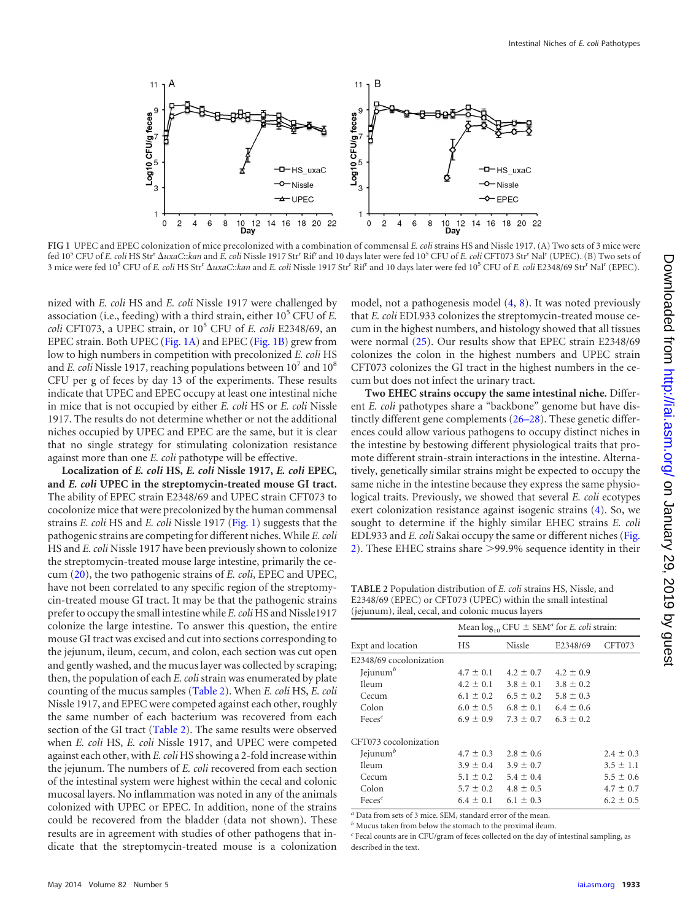FIG 1 UPEC and EPEC colonization of mice precolonized with a combination of commensal *E. coli* strains HS and Nissle 1917. (A) Two sets of 3 mice were fed $10^5$ CFU of *E. coli* HS Str[r] Δ*uxaC::kan* and *E. coli* Nissle 1917 Str[r] Rif[r] and 10 days later were fed $10^5$ CFU of *E. coli* CFT073 Str[r] Nal[r] (UPEC). (B) Two sets of 3 mice were fed $10^5$ CFU of *E. coli* HS Str[r] Δ*uxaC::kan* and *E. coli* Nissle 1917 Str[r] Rif[r] and 10 days later were fed $10^5$ CFU of *E. coli* E2348/69 Str[r] Nal[r] (EPEC).

nized with *E. coli* HS and *E. coli* Nissle 1917 were challenged by association (i.e., feeding) with a third strain, either $10^5$ CFU of *E. coli* CFT073, a UPEC strain, or $10^5$ CFU of *E. coli* E2348/69, an EPEC strain. Both UPEC (Fig. 1A) and EPEC (Fig. 1B) grew from low to high numbers in competition with precolonized *E. coli* HS and *E. coli* Nissle 1917, reaching populations between $10^7$ and $10^8$ CFU per g of feces by day 13 of the experiments. These results indicate that UPEC and EPEC occupy at least one intestinal niche in mice that is not occupied by either *E. coli* HS or *E. coli* Nissle 1917. The results do not determine whether or not the additional niches occupied by UPEC and EPEC are the same, but it is clear that no single strategy for stimulating colonization resistance against more than one *E. coli* pathotype will be effective.

**Localization of *E. coli* HS, *E. coli* Nissle 1917, *E. coli* EPEC, and *E. coli* UPEC in the streptomycin-treated mouse GI tract.** The ability of EPEC strain E2348/69 and UPEC strain CFT073 to cocolonize mice that were precolonized by the human commensal strains *E. coli* HS and *E. coli* Nissle 1917 (Fig. 1) suggests that the pathogenic strains are competing for different niches. While *E. coli* HS and *E. coli* Nissle 1917 have been previously shown to colonize the streptomycin-treated mouse large intestine, primarily the cecum (20), the two pathogenic strains of *E. coli*, EPEC and UPEC, have not been correlated to any specific region of the streptomycin-treated mouse GI tract. It may be that the pathogenic strains prefer to occupy the small intestine while *E. coli* HS and Nissle1917 colonize the large intestine. To answer this question, the entire mouse GI tract was excised and cut into sections corresponding to the jejunum, ileum, cecum, and colon, each section was cut open and gently washed, and the mucus layer was collected by scraping; then, the population of each *E. coli* strain was enumerated by plate counting of the mucus samples (Table 2). When *E. coli* HS, *E. coli* Nissle 1917, and EPEC were competed against each other, roughly the same number of each bacterium was recovered from each section of the GI tract (Table 2). The same results were observed when *E. coli* HS, *E. coli* Nissle 1917, and UPEC were competed against each other, with *E. coli* HS showing a 2-fold increase within the jejunum. The numbers of *E. coli* recovered from each section of the intestinal system were highest within the cecal and colonic mucosal layers. No inflammation was noted in any of the animals colonized with UPEC or EPEC. In addition, none of the strains could be recovered from the bladder (data not shown). These results are in agreement with studies of other pathogens that indicate that the streptomycin-treated mouse is a colonization model, not a pathogenesis model (4, 8). It was noted previously that *E. coli* EDL933 colonizes the streptomycin-treated mouse cecum in the highest numbers, and histology showed that all tissues were normal (25). Our results show that EPEC strain E2348/69 colonizes the colon in the highest numbers and UPEC strain CFT073 colonizes the GI tract in the highest numbers in the cecum but does not infect the urinary tract.

**Two EHEC strains occupy the same intestinal niche.** Different *E. coli* pathotypes share a "backbone" genome but have distinctly different gene complements (26–28). These genetic differences could allow various pathogens to occupy distinct niches in the intestine by bestowing different physiological traits that promote different strain-strain interactions in the intestine. Alternatively, genetically similar strains might be expected to occupy the same niche in the intestine because they express the same physiological traits. Previously, we showed that several *E. coli* ecotypes exert colonization resistance against isogenic strains (4). So, we sought to determine if the highly similar EHEC strains *E. coli* EDL933 and *E. coli* Sakai occupy the same or different niches (Fig. 2). These EHEC strains share >99.9% sequence identity in their

TABLE 2 Population distribution of *E. coli* strains HS, Nissle, and E2348/69 (EPEC) or CFT073 (UPEC) within the small intestinal (jejunum), ileal, cecal, and colonic mucus layers

| Expt and location | Mean $\log_{10}$ CFU ± SEM[a] for *E. coli* strain: | | | |
|---|---|---|---|---|
| | HS | Nissle | E2348/69 | CFT073 |
| E2348/69 cocolonization | | | | |
| Jejunum[b] | 4.7 ± 0.1 | 4.2 ± 0.7 | 4.2 ± 0.9 | |
| Ileum | 4.2 ± 0.1 | 3.8 ± 0.1 | 3.8 ± 0.2 | |
| Cecum | 6.1 ± 0.2 | 6.5 ± 0.2 | 5.8 ± 0.3 | |
| Colon | 6.0 ± 0.5 | 6.8 ± 0.1 | 6.4 ± 0.6 | |
| Feces[c] | 6.9 ± 0.9 | 7.3 ± 0.7 | 6.3 ± 0.2 | |
| CFT073 cocolonization | | | | |
| Jejunum[b] | 4.7 ± 0.3 | 2.8 ± 0.6 | | 2.4 ± 0.3 |
| Ileum | 3.9 ± 0.4 | 3.9 ± 0.7 | | 3.5 ± 1.1 |
| Cecum | 5.1 ± 0.2 | 5.4 ± 0.4 | | 5.5 ± 0.6 |
| Colon | 5.7 ± 0.2 | 4.8 ± 0.5 | | 4.7 ± 0.7 |
| Feces[c] | 6.4 ± 0.1 | 6.1 ± 0.3 | | 6.2 ± 0.5 |

[a] Data from sets of 3 mice. SEM, standard error of the mean.
[b] Mucus taken from below the stomach to the proximal ileum.
[c] Fecal counts are in CFU/gram of feces collected on the day of intestinal sampling, as described in the text.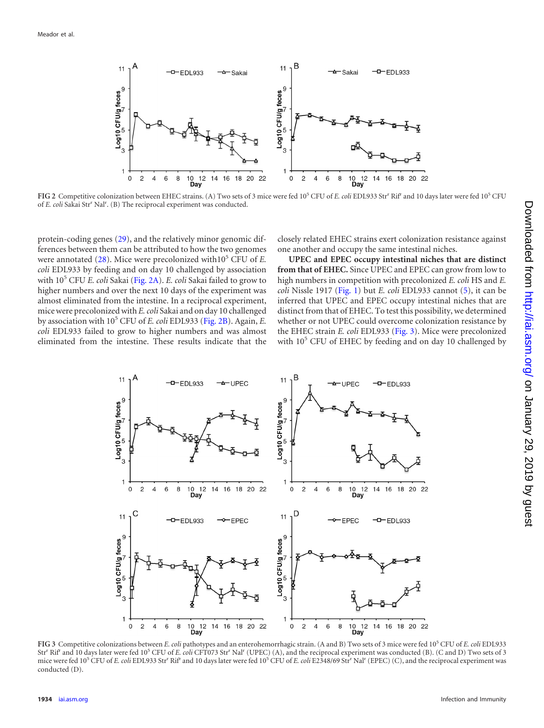FIG 2 Competitive colonization between EHEC strains. (A) Two sets of 3 mice were fed $10^5$ CFU of *E. coli* EDL933 Str[r] Rif[r] and 10 days later were fed $10^5$ CFU of *E. coli* Sakai Str[r] Nal[r]. (B) The reciprocal experiment was conducted.

protein-coding genes (29), and the relatively minor genomic differences between them can be attributed to how the two genomes were annotated (28). Mice were precolonized with$10^5$ CFU of *E. coli* EDL933 by feeding and on day 10 challenged by association with $10^5$ CFU *E. coli* Sakai (Fig. 2A). *E. coli* Sakai failed to grow to higher numbers and over the next 10 days of the experiment was almost eliminated from the intestine. In a reciprocal experiment, mice were precolonized with *E. coli* Sakai and on day 10 challenged by association with $10^5$ CFU of *E. coli* EDL933 (Fig. 2B). Again, *E. coli* EDL933 failed to grow to higher numbers and was almost eliminated from the intestine. These results indicate that the closely related EHEC strains exert colonization resistance against one another and occupy the same intestinal niches.

**UPEC and EPEC occupy intestinal niches that are distinct from that of EHEC.** Since UPEC and EPEC can grow from low to high numbers in competition with precolonized *E. coli* HS and *E. coli* Nissle 1917 (Fig. 1) but *E. coli* EDL933 cannot (5), it can be inferred that UPEC and EPEC occupy intestinal niches that are distinct from that of EHEC. To test this possibility, we determined whether or not UPEC could overcome colonization resistance by the EHEC strain *E. coli* EDL933 (Fig. 3). Mice were precolonized with $10^5$ CFU of EHEC by feeding and on day 10 challenged by

FIG 3 Competitive colonizations between *E. coli* pathotypes and an enterohemorrhagic strain. (A and B) Two sets of 3 mice were fed $10^5$ CFU of *E. coli* EDL933 Str[r] Rif[r] and 10 days later were fed $10^5$ CFU of *E. coli* CFT073 Str[r] Nal[r] (UPEC) (A), and the reciprocal experiment was conducted (B). (C and D) Two sets of 3 mice were fed $10^5$ CFU of *E. coli* EDL933 Str[r] Rif[r] and 10 days later were fed $10^5$ CFU of *E. coli* E2348/69 Str[r] Nal[r] (EPEC) (C), and the reciprocal experiment was conducted (D).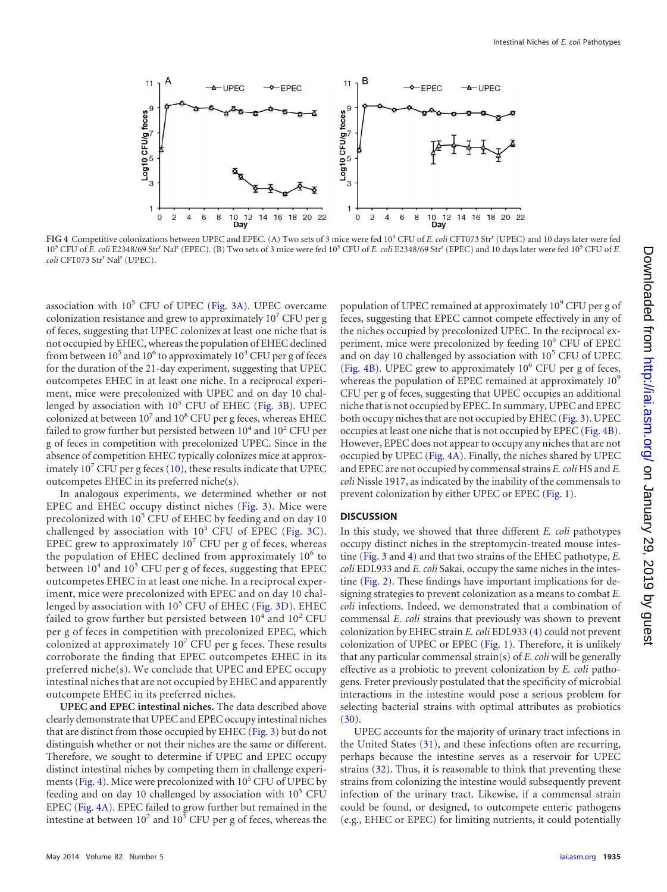FIG 4 Competitive colonizations between UPEC and EPEC. (A) Two sets of 3 mice were fed $10^5$ CFU of *E. coli* CFT073 Str$^r$ (UPEC) and 10 days later were fed $10^5$ CFU of *E. coli* E2348/69 Str$^r$ Nal$^r$ (EPEC). (B) Two sets of 3 mice were fed $10^5$ CFU of *E. coli* E2348/69 Str$^r$ (EPEC) and 10 days later were fed $10^5$ CFU of *E. coli* CFT073 Str$^r$ Nal$^r$ (UPEC).

association with $10^5$ CFU of UPEC (Fig. 3A). UPEC overcame colonization resistance and grew to approximately $10^7$ CFU per g of feces, suggesting that UPEC colonizes at least one niche that is not occupied by EHEC, whereas the population of EHEC declined from between $10^5$ and $10^6$ to approximately $10^4$ CFU per g of feces for the duration of the 21-day experiment, suggesting that UPEC outcompetes EHEC in at least one niche. In a reciprocal experiment, mice were precolonized with UPEC and on day 10 challenged by association with $10^5$ CFU of EHEC (Fig. 3B). UPEC colonized at between $10^7$ and $10^8$ CFU per g feces, whereas EHEC failed to grow further but persisted between $10^4$ and $10^2$ CFU per g of feces in competition with precolonized UPEC. Since in the absence of competition EHEC typically colonizes mice at approximately $10^7$ CFU per g feces (10), these results indicate that UPEC outcompetes EHEC in its preferred niche(s).

In analogous experiments, we determined whether or not EPEC and EHEC occupy distinct niches (Fig. 3). Mice were precolonized with $10^5$ CFU of EHEC by feeding and on day 10 challenged by association with $10^5$ CFU of EPEC (Fig. 3C). EPEC grew to approximately $10^7$ CFU per g of feces, whereas the population of EHEC declined from approximately $10^6$ to between $10^4$ and $10^3$ CFU per g of feces, suggesting that EPEC outcompetes EHEC in at least one niche. In a reciprocal experiment, mice were precolonized with EPEC and on day 10 challenged by association with $10^5$ CFU of EHEC (Fig. 3D). EHEC failed to grow further but persisted between $10^4$ and $10^2$ CFU per g of feces in competition with precolonized EPEC, which colonized at approximately $10^7$ CFU per g feces. These results corroborate the finding that EPEC outcompetes EHEC in its preferred niche(s). We conclude that UPEC and EPEC occupy intestinal niches that are not occupied by EHEC and apparently outcompete EHEC in its preferred niches.

**UPEC and EPEC intestinal niches.** The data described above clearly demonstrate that UPEC and EPEC occupy intestinal niches that are distinct from those occupied by EHEC (Fig. 3) but do not distinguish whether or not their niches are the same or different. Therefore, we sought to determine if UPEC and EPEC occupy distinct intestinal niches by competing them in challenge experiments (Fig. 4). Mice were precolonized with $10^5$ CFU of UPEC by feeding and on day 10 challenged by association with $10^5$ CFU EPEC (Fig. 4A). EPEC failed to grow further but remained in the intestine at between $10^2$ and $10^3$ CFU per g of feces, whereas the population of UPEC remained at approximately $10^9$ CFU per g of feces, suggesting that EPEC cannot compete effectively in any of the niches occupied by precolonized UPEC. In the reciprocal experiment, mice were precolonized by feeding $10^5$ CFU of EPEC and on day 10 challenged by association with $10^5$ CFU of UPEC (Fig. 4B). UPEC grew to approximately $10^6$ CFU per g of feces, whereas the population of EPEC remained at approximately $10^9$ CFU per g of feces, suggesting that UPEC occupies an additional niche that is not occupied by EPEC. In summary, UPEC and EPEC both occupy niches that are not occupied by EHEC (Fig. 3). UPEC occupies at least one niche that is not occupied by EPEC (Fig. 4B). However, EPEC does not appear to occupy any niches that are not occupied by UPEC (Fig. 4A). Finally, the niches shared by UPEC and EPEC are not occupied by commensal strains *E. coli* HS and *E. coli* Nissle 1917, as indicated by the inability of the commensals to prevent colonization by either UPEC or EPEC (Fig. 1).

## DISCUSSION

In this study, we showed that three different *E. coli* pathotypes occupy distinct niches in the streptomycin-treated mouse intestine (Fig. 3 and 4) and that two strains of the EHEC pathotype, *E. coli* EDL933 and *E. coli* Sakai, occupy the same niches in the intestine (Fig. 2). These findings have important implications for designing strategies to prevent colonization as a means to combat *E. coli* infections. Indeed, we demonstrated that a combination of commensal *E. coli* strains that previously was shown to prevent colonization by EHEC strain *E. coli* EDL933 (4) could not prevent colonization of UPEC or EPEC (Fig. 1). Therefore, it is unlikely that any particular commensal strain(s) of *E. coli* will be generally effective as a probiotic to prevent colonization by *E. coli* pathogens. Freter previously postulated that the specificity of microbial interactions in the intestine would pose a serious problem for selecting bacterial strains with optimal attributes as probiotics (30).

UPEC accounts for the majority of urinary tract infections in the United States (31), and these infections often are recurring, perhaps because the intestine serves as a reservoir for UPEC strains (32). Thus, it is reasonable to think that preventing these strains from colonizing the intestine would subsequently prevent infection of the urinary tract. Likewise, if a commensal strain could be found, or designed, to outcompete enteric pathogens (e.g., EHEC or EPEC) for limiting nutrients, it could potentially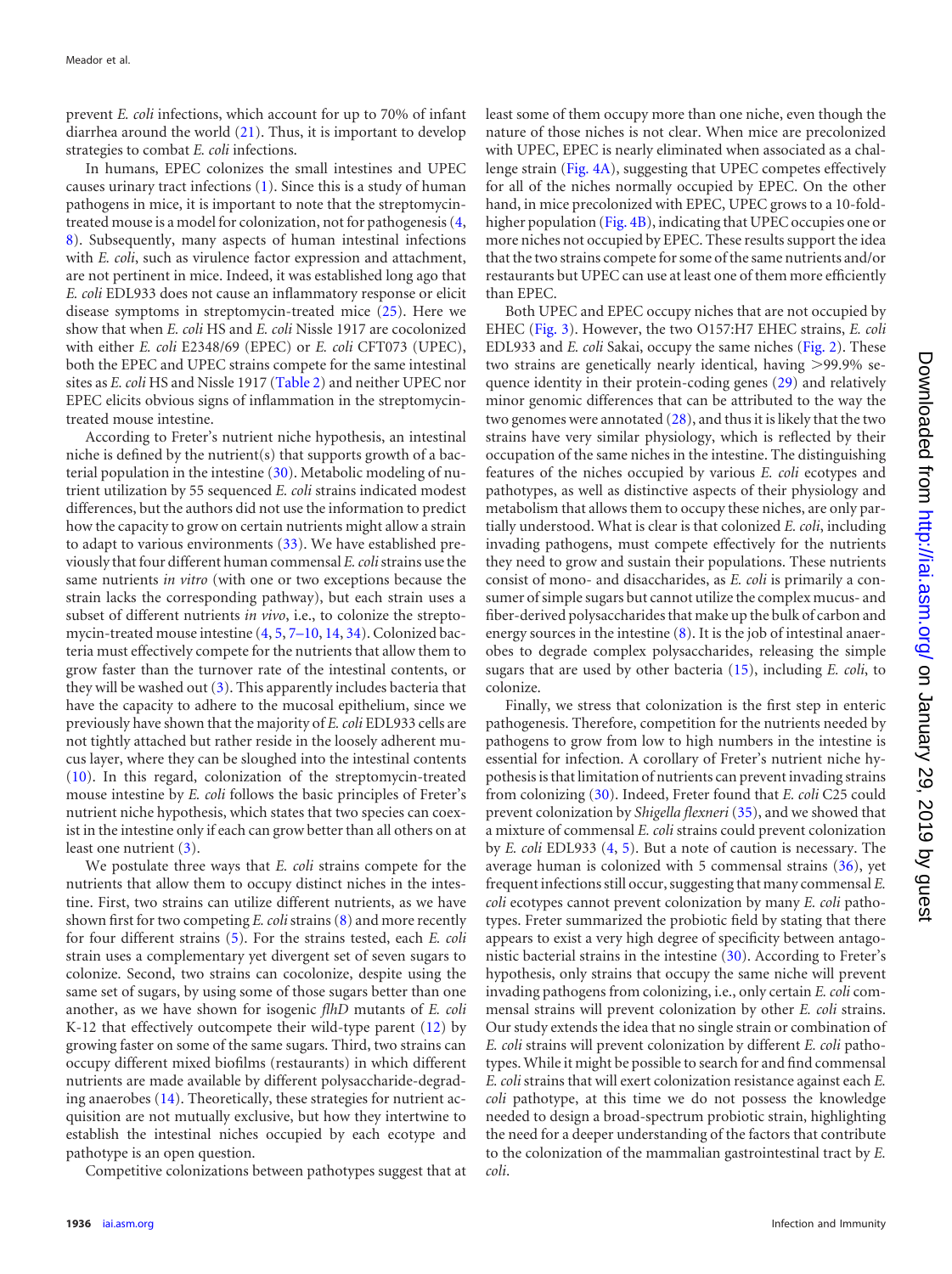prevent *E. coli* infections, which account for up to 70% of infant diarrhea around the world (21). Thus, it is important to develop strategies to combat *E. coli* infections.

In humans, EPEC colonizes the small intestines and UPEC causes urinary tract infections (1). Since this is a study of human pathogens in mice, it is important to note that the streptomycin-treated mouse is a model for colonization, not for pathogenesis (4, 8). Subsequently, many aspects of human intestinal infections with *E. coli*, such as virulence factor expression and attachment, are not pertinent in mice. Indeed, it was established long ago that *E. coli* EDL933 does not cause an inflammatory response or elicit disease symptoms in streptomycin-treated mice (25). Here we show that when *E. coli* HS and *E. coli* Nissle 1917 are cocolonized with either *E. coli* E2348/69 (EPEC) or *E. coli* CFT073 (UPEC), both the EPEC and UPEC strains compete for the same intestinal sites as *E. coli* HS and Nissle 1917 (Table 2) and neither UPEC nor EPEC elicits obvious signs of inflammation in the streptomycin-treated mouse intestine.

According to Freter's nutrient niche hypothesis, an intestinal niche is defined by the nutrient(s) that supports growth of a bacterial population in the intestine (30). Metabolic modeling of nutrient utilization by 55 sequenced *E. coli* strains indicated modest differences, but the authors did not use the information to predict how the capacity to grow on certain nutrients might allow a strain to adapt to various environments (33). We have established previously that four different human commensal *E. coli* strains use the same nutrients *in vitro* (with one or two exceptions because the strain lacks the corresponding pathway), but each strain uses a subset of different nutrients *in vivo*, i.e., to colonize the streptomycin-treated mouse intestine (4, 5, 7–10, 14, 34). Colonized bacteria must effectively compete for the nutrients that allow them to grow faster than the turnover rate of the intestinal contents, or they will be washed out (3). This apparently includes bacteria that have the capacity to adhere to the mucosal epithelium, since we previously have shown that the majority of *E. coli* EDL933 cells are not tightly attached but rather reside in the loosely adherent mucus layer, where they can be sloughed into the intestinal contents (10). In this regard, colonization of the streptomycin-treated mouse intestine by *E. coli* follows the basic principles of Freter's nutrient niche hypothesis, which states that two species can coexist in the intestine only if each can grow better than all others on at least one nutrient (3).

We postulate three ways that *E. coli* strains compete for the nutrients that allow them to occupy distinct niches in the intestine. First, two strains can utilize different nutrients, as we have shown first for two competing *E. coli* strains (8) and more recently for four different strains (5). For the strains tested, each *E. coli* strain uses a complementary yet divergent set of seven sugars to colonize. Second, two strains can cocolonize, despite using the same set of sugars, by using some of those sugars better than one another, as we have shown for isogenic *flhD* mutants of *E. coli* K-12 that effectively outcompete their wild-type parent (12) by growing faster on some of the same sugars. Third, two strains can occupy different mixed biofilms (restaurants) in which different nutrients are made available by different polysaccharide-degrading anaerobes (14). Theoretically, these strategies for nutrient acquisition are not mutually exclusive, but how they intertwine to establish the intestinal niches occupied by each ecotype and pathotype is an open question.

Competitive colonizations between pathotypes suggest that at least some of them occupy more than one niche, even though the nature of those niches is not clear. When mice are precolonized with UPEC, EPEC is nearly eliminated when associated as a challenge strain (Fig. 4A), suggesting that UPEC competes effectively for all of the niches normally occupied by EPEC. On the other hand, in mice precolonized with EPEC, UPEC grows to a 10-fold-higher population (Fig. 4B), indicating that UPEC occupies one or more niches not occupied by EPEC. These results support the idea that the two strains compete for some of the same nutrients and/or restaurants but UPEC can use at least one of them more efficiently than EPEC.

Both UPEC and EPEC occupy niches that are not occupied by EHEC (Fig. 3). However, the two O157:H7 EHEC strains, *E. coli* EDL933 and *E. coli* Sakai, occupy the same niches (Fig. 2). These two strains are genetically nearly identical, having >99.9% sequence identity in their protein-coding genes (29) and relatively minor genomic differences that can be attributed to the way the two genomes were annotated (28), and thus it is likely that the two strains have very similar physiology, which is reflected by their occupation of the same niches in the intestine. The distinguishing features of the niches occupied by various *E. coli* ecotypes and pathotypes, as well as distinctive aspects of their physiology and metabolism that allows them to occupy these niches, are only partially understood. What is clear is that colonized *E. coli*, including invading pathogens, must compete effectively for the nutrients they need to grow and sustain their populations. These nutrients consist of mono- and disaccharides, as *E. coli* is primarily a consumer of simple sugars but cannot utilize the complex mucus- and fiber-derived polysaccharides that make up the bulk of carbon and energy sources in the intestine (8). It is the job of intestinal anaerobes to degrade complex polysaccharides, releasing the simple sugars that are used by other bacteria (15), including *E. coli*, to colonize.

Finally, we stress that colonization is the first step in enteric pathogenesis. Therefore, competition for the nutrients needed by pathogens to grow from low to high numbers in the intestine is essential for infection. A corollary of Freter's nutrient niche hypothesis is that limitation of nutrients can prevent invading strains from colonizing (30). Indeed, Freter found that *E. coli* C25 could prevent colonization by *Shigella flexneri* (35), and we showed that a mixture of commensal *E. coli* strains could prevent colonization by *E. coli* EDL933 (4, 5). But a note of caution is necessary. The average human is colonized with 5 commensal strains (36), yet frequent infections still occur, suggesting that many commensal *E. coli* ecotypes cannot prevent colonization by many *E. coli* pathotypes. Freter summarized the probiotic field by stating that there appears to exist a very high degree of specificity between antagonistic bacterial strains in the intestine (30). According to Freter's hypothesis, only strains that occupy the same niche will prevent invading pathogens from colonizing, i.e., only certain *E. coli* commensal strains will prevent colonization by other *E. coli* strains. Our study extends the idea that no single strain or combination of *E. coli* strains will prevent colonization by different *E. coli* pathotypes. While it might be possible to search for and find commensal *E. coli* strains that will exert colonization resistance against each *E. coli* pathotype, at this time we do not possess the knowledge needed to design a broad-spectrum probiotic strain, highlighting the need for a deeper understanding of the factors that contribute to the colonization of the mammalian gastrointestinal tract by *E. coli*.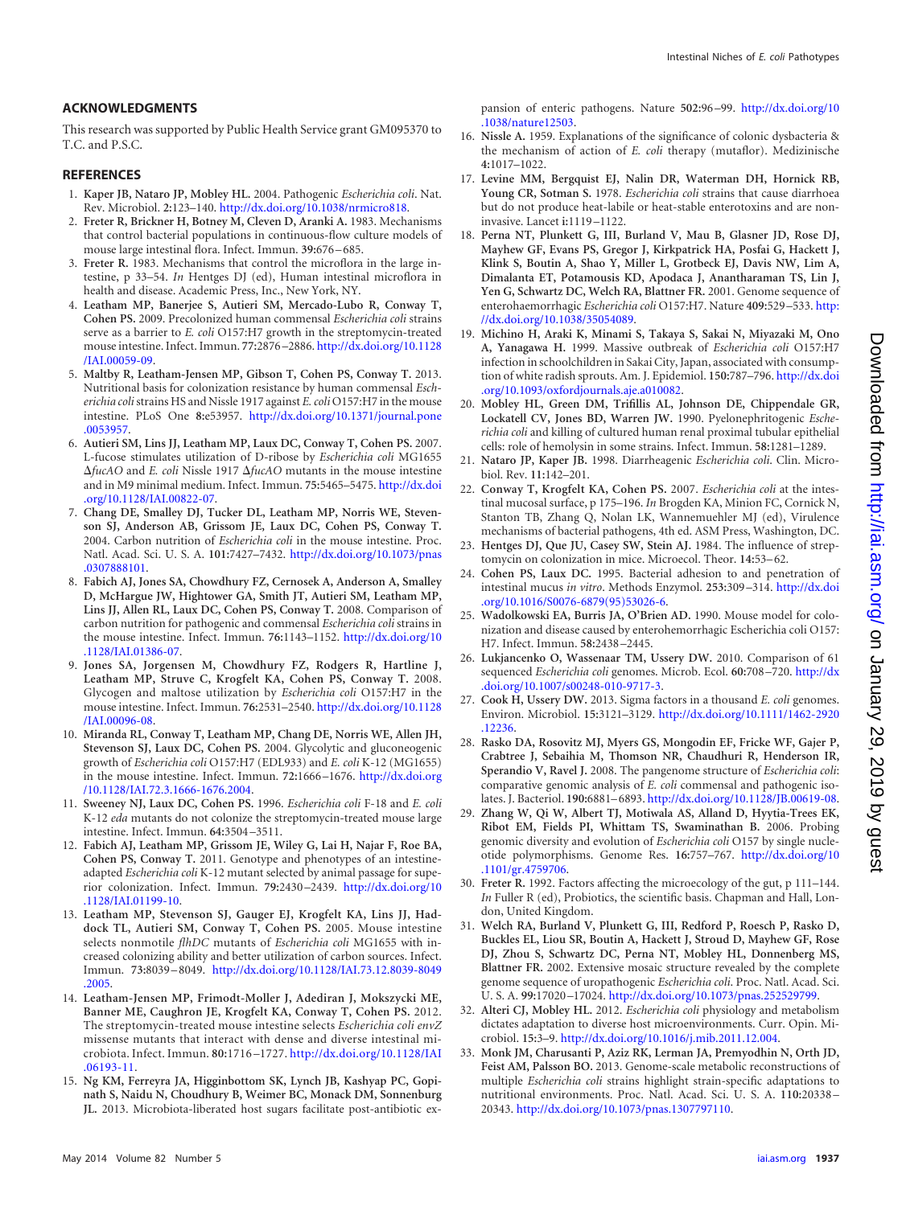## ACKNOWLEDGMENTS

This research was supported by Public Health Service grant GM095370 to T.C. and P.S.C.

## REFERENCES

1. **Kaper JB, Nataro JP, Mobley HL.** 2004. Pathogenic *Escherichia coli*. Nat. Rev. Microbiol. **2:**123–140. http://dx.doi.org/10.1038/nrmicro818.
2. **Freter R, Brickner H, Botney M, Cleven D, Aranki A.** 1983. Mechanisms that control bacterial populations in continuous-flow culture models of mouse large intestinal flora. Infect. Immun. **39:**676–685.
3. **Freter R.** 1983. Mechanisms that control the microflora in the large intestine, p 33–54. *In* Hentges DJ (ed), Human intestinal microflora in health and disease. Academic Press, Inc., New York, NY.
4. **Leatham MP, Banerjee S, Autieri SM, Mercado-Lubo R, Conway T, Cohen PS.** 2009. Precolonized human commensal *Escherichia coli* strains serve as a barrier to *E. coli* O157:H7 growth in the streptomycin-treated mouse intestine. Infect. Immun. **77:**2876–2886. http://dx.doi.org/10.1128/IAI.00059-09.
5. **Maltby R, Leatham-Jensen MP, Gibson T, Cohen PS, Conway T.** 2013. Nutritional basis for colonization resistance by human commensal *Escherichia coli* strains HS and Nissle 1917 against *E. coli* O157:H7 in the mouse intestine. PLoS One **8:**e53957. http://dx.doi.org/10.1371/journal.pone.0053957.
6. **Autieri SM, Lins JJ, Leatham MP, Laux DC, Conway T, Cohen PS.** 2007. L-fucose stimulates utilization of D-ribose by *Escherichia coli* MG1655 Δ*fucAO* and *E. coli* Nissle 1917 Δ*fucAO* mutants in the mouse intestine and in M9 minimal medium. Infect. Immun. **75:**5465–5475. http://dx.doi.org/10.1128/IAI.00822-07.
7. **Chang DE, Smalley DJ, Tucker DL, Leatham MP, Norris WE, Stevenson SJ, Anderson AB, Grissom JE, Laux DC, Cohen PS, Conway T.** 2004. Carbon nutrition of *Escherichia coli* in the mouse intestine. Proc. Natl. Acad. Sci. U. S. A. **101:**7427–7432. http://dx.doi.org/10.1073/pnas.0307888101.
8. **Fabich AJ, Jones SA, Chowdhury FZ, Cernosek A, Anderson A, Smalley D, McHargue JW, Hightower GA, Smith JT, Autieri SM, Leatham MP, Lins JJ, Allen RL, Laux DC, Cohen PS, Conway T.** 2008. Comparison of carbon nutrition for pathogenic and commensal *Escherichia coli* strains in the mouse intestine. Infect. Immun. **76:**1143–1152. http://dx.doi.org/10.1128/IAI.01386-07.
9. **Jones SA, Jorgensen M, Chowdhury FZ, Rodgers R, Hartline J, Leatham MP, Struve C, Krogfelt KA, Cohen PS, Conway T.** 2008. Glycogen and maltose utilization by *Escherichia coli* O157:H7 in the mouse intestine. Infect. Immun. **76:**2531–2540. http://dx.doi.org/10.1128/IAI.00096-08.
10. **Miranda RL, Conway T, Leatham MP, Chang DE, Norris WE, Allen JH, Stevenson SJ, Laux DC, Cohen PS.** 2004. Glycolytic and gluconeogenic growth of *Escherichia coli* O157:H7 (EDL933) and *E. coli* K-12 (MG1655) in the mouse intestine. Infect. Immun. **72:**1666–1676. http://dx.doi.org/10.1128/IAI.72.3.1666-1676.2004.
11. **Sweeney NJ, Laux DC, Cohen PS.** 1996. *Escherichia coli* F-18 and *E. coli* K-12 *eda* mutants do not colonize the streptomycin-treated mouse large intestine. Infect. Immun. **64:**3504–3511.
12. **Fabich AJ, Leatham MP, Grissom JE, Wiley G, Lai H, Najar F, Roe BA, Cohen PS, Conway T.** 2011. Genotype and phenotypes of an intestine-adapted *Escherichia coli* K-12 mutant selected by animal passage for superior colonization. Infect. Immun. **79:**2430–2439. http://dx.doi.org/10.1128/IAI.01199-10.
13. **Leatham MP, Stevenson SJ, Gauger EJ, Krogfelt KA, Lins JJ, Haddock TL, Autieri SM, Conway T, Cohen PS.** 2005. Mouse intestine selects nonmotile *flhDC* mutants of *Escherichia coli* MG1655 with increased colonizing ability and better utilization of carbon sources. Infect. Immun. **73:**8039–8049. http://dx.doi.org/10.1128/IAI.73.12.8039-8049.2005.
14. **Leatham-Jensen MP, Frimodt-Moller J, Adediran J, Mokszycki ME, Banner ME, Caughron JE, Krogfelt KA, Conway T, Cohen PS.** 2012. The streptomycin-treated mouse intestine selects *Escherichia coli envZ* missense mutants that interact with dense and diverse intestinal microbiota. Infect. Immun. **80:**1716–1727. http://dx.doi.org/10.1128/IAI.06193-11.
15. **Ng KM, Ferreyra JA, Higginbottom SK, Lynch JB, Kashyap PC, Gopinath S, Naidu N, Choudhury B, Weimer BC, Monack DM, Sonnenburg JL.** 2013. Microbiota-liberated host sugars facilitate post-antibiotic expansion of enteric pathogens. Nature **502:**96–99. http://dx.doi.org/10.1038/nature12503.
16. **Nissle A.** 1959. Explanations of the significance of colonic dysbacteria & the mechanism of action of *E. coli* therapy (mutaflor). Medizinische **4:**1017–1022.
17. **Levine MM, Bergquist EJ, Nalin DR, Waterman DH, Hornick RB, Young CR, Sotman S.** 1978. *Escherichia coli* strains that cause diarrhoea but do not produce heat-labile or heat-stable enterotoxins and are non-invasive. Lancet **i:**1119–1122.
18. **Perna NT, Plunkett G, III, Burland V, Mau B, Glasner JD, Rose DJ, Mayhew GF, Evans PS, Gregor J, Kirkpatrick HA, Posfai G, Hackett J, Klink S, Boutin A, Shao Y, Miller L, Grotbeck EJ, Davis NW, Lim A, Dimalanta ET, Potamousis KD, Apodaca J, Anantharaman TS, Lin J, Yen G, Schwartz DC, Welch RA, Blattner FR.** 2001. Genome sequence of enterohaemorrhagic *Escherichia coli* O157:H7. Nature **409:**529–533. http://dx.doi.org/10.1038/35054089.
19. **Michino H, Araki K, Minami S, Takaya S, Sakai N, Miyazaki M, Ono A, Yanagawa H.** 1999. Massive outbreak of *Escherichia coli* O157:H7 infection in schoolchildren in Sakai City, Japan, associated with consumption of white radish sprouts. Am. J. Epidemiol. **150:**787–796. http://dx.doi.org/10.1093/oxfordjournals.aje.a010082.
20. **Mobley HL, Green DM, Trifillis AL, Johnson DE, Chippendale GR, Lockatell CV, Jones BD, Warren JW.** 1990. Pyelonephritogenic *Escherichia coli* and killing of cultured human renal proximal tubular epithelial cells: role of hemolysin in some strains. Infect. Immun. **58:**1281–1289.
21. **Nataro JP, Kaper JB.** 1998. Diarrheagenic *Escherichia coli*. Clin. Microbiol. Rev. **11:**142–201.
22. **Conway T, Krogfelt KA, Cohen PS.** 2007. *Escherichia coli* at the intestinal mucosal surface, p 175–196. *In* Brogden KA, Minion FC, Cornick N, Stanton TB, Zhang Q, Nolan LK, Wannemuehler MJ (ed), Virulence mechanisms of bacterial pathogens, 4th ed. ASM Press, Washington, DC.
23. **Hentges DJ, Que JU, Casey SW, Stein AJ.** 1984. The influence of streptomycin on colonization in mice. Microecol. Theor. **14:**53–62.
24. **Cohen PS, Laux DC.** 1995. Bacterial adhesion to and penetration of intestinal mucus *in vitro*. Methods Enzymol. **253:**309–314. http://dx.doi.org/10.1016/S0076-6879(95)53026-6.
25. **Wadolkowski EA, Burris JA, O'Brien AD.** 1990. Mouse model for colonization and disease caused by enterohemorrhagic Escherichia coli O157:H7. Infect. Immun. **58:**2438–2445.
26. **Lukjancenko O, Wassenaar TM, Ussery DW.** 2010. Comparison of 61 sequenced *Escherichia coli* genomes. Microb. Ecol. **60:**708–720. http://dx.doi.org/10.1007/s00248-010-9717-3.
27. **Cook H, Ussery DW.** 2013. Sigma factors in a thousand *E. coli* genomes. Environ. Microbiol. **15:**3121–3129. http://dx.doi.org/10.1111/1462-2920.12236.
28. **Rasko DA, Rosovitz MJ, Myers GS, Mongodin EF, Fricke WF, Gajer P, Crabtree J, Sebaihia M, Thomson NR, Chaudhuri R, Henderson IR, Sperandio V, Ravel J.** 2008. The pangenome structure of *Escherichia coli*: comparative genomic analysis of *E. coli* commensal and pathogenic isolates. J. Bacteriol. **190:**6881–6893. http://dx.doi.org/10.1128/JB.00619-08.
29. **Zhang W, Qi W, Albert TJ, Motiwala AS, Alland D, Hyytia-Trees EK, Ribot EM, Fields PI, Whittam TS, Swaminathan B.** 2006. Probing genomic diversity and evolution of *Escherichia coli* O157 by single nucleotide polymorphisms. Genome Res. **16:**757–767. http://dx.doi.org/10.1101/gr.4759706.
30. **Freter R.** 1992. Factors affecting the microecology of the gut, p 111–144. *In* Fuller R (ed), Probiotics, the scientific basis. Chapman and Hall, London, United Kingdom.
31. **Welch RA, Burland V, Plunkett G, III, Redford P, Roesch P, Rasko D, Buckles EL, Liou SR, Boutin A, Hackett J, Stroud D, Mayhew GF, Rose DJ, Zhou S, Schwartz DC, Perna NT, Mobley HL, Donnenberg MS, Blattner FR.** 2002. Extensive mosaic structure revealed by the complete genome sequence of uropathogenic *Escherichia coli*. Proc. Natl. Acad. Sci. U. S. A. **99:**17020–17024. http://dx.doi.org/10.1073/pnas.252529799.
32. **Alteri CJ, Mobley HL.** 2012. *Escherichia coli* physiology and metabolism dictates adaptation to diverse host microenvironments. Curr. Opin. Microbiol. **15:**3–9. http://dx.doi.org/10.1016/j.mib.2011.12.004.
33. **Monk JM, Charusanti P, Aziz RK, Lerman JA, Premyodhin N, Orth JD, Feist AM, Palsson BO.** 2013. Genome-scale metabolic reconstructions of multiple *Escherichia coli* strains highlight strain-specific adaptations to nutritional environments. Proc. Natl. Acad. Sci. U. S. A. **110:**20338–20343. http://dx.doi.org/10.1073/pnas.1307797110.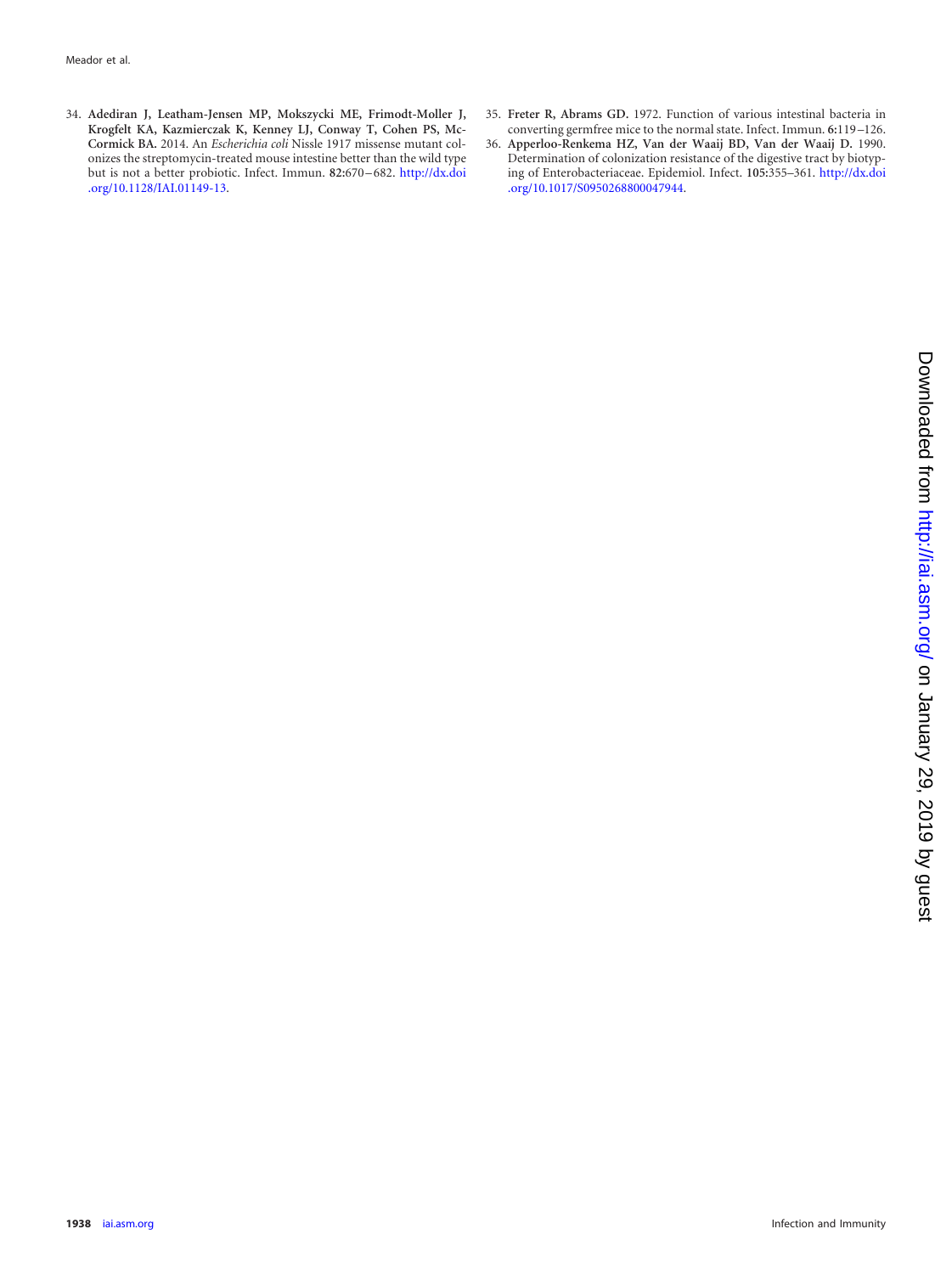34. **Adediran J, Leatham-Jensen MP, Mokszycki ME, Frimodt-Moller J, Krogfelt KA, Kazmierczak K, Kenney LJ, Conway T, Cohen PS, McCormick BA.** 2014. An *Escherichia coli* Nissle 1917 missense mutant colonizes the streptomycin-treated mouse intestine better than the wild type but is not a better probiotic. Infect. Immun. **82:**670–682. http://dx.doi.org/10.1128/IAI.01149-13.
35. **Freter R, Abrams GD.** 1972. Function of various intestinal bacteria in converting germfree mice to the normal state. Infect. Immun. **6:**119–126.
36. **Apperloo-Renkema HZ, Van der Waaij BD, Van der Waaij D.** 1990. Determination of colonization resistance of the digestive tract by biotyping of Enterobacteriaceae. Epidemiol. Infect. **105:**355–361. http://dx.doi.org/10.1017/S0950268800047944.